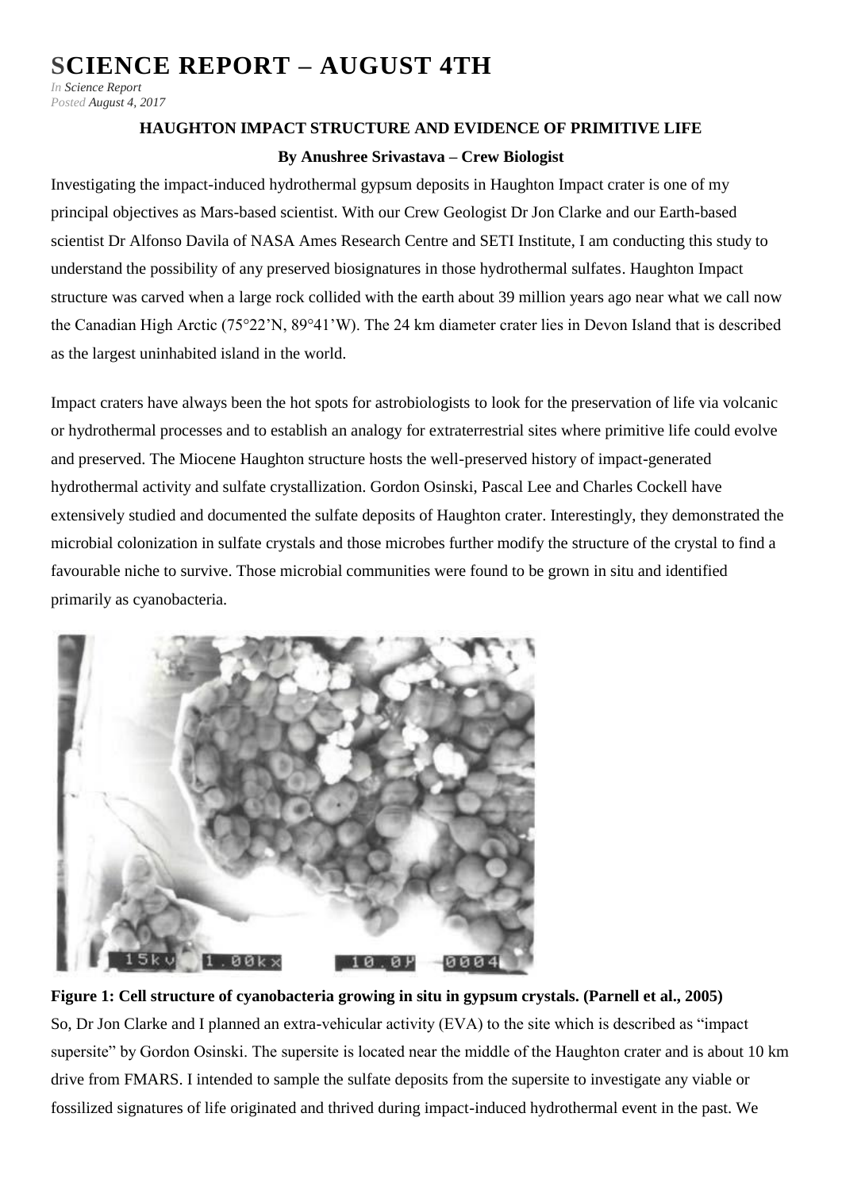# SCIENCE REPORT – AUGUST 4TH

*In Science Report*
*Posted August 4, 2017*

**HAUGHTON IMPACT STRUCTURE AND EVIDENCE OF PRIMITIVE LIFE**

**By Anushree Srivastava – Crew Biologist**

Investigating the impact-induced hydrothermal gypsum deposits in Haughton Impact crater is one of my principal objectives as Mars-based scientist. With our Crew Geologist Dr Jon Clarke and our Earth-based scientist Dr Alfonso Davila of NASA Ames Research Centre and SETI Institute, I am conducting this study to understand the possibility of any preserved biosignatures in those hydrothermal sulfates. Haughton Impact structure was carved when a large rock collided with the earth about 39 million years ago near what we call now the Canadian High Arctic (75°22'N, 89°41'W). The 24 km diameter crater lies in Devon Island that is described as the largest uninhabited island in the world.

Impact craters have always been the hot spots for astrobiologists to look for the preservation of life via volcanic or hydrothermal processes and to establish an analogy for extraterrestrial sites where primitive life could evolve and preserved. The Miocene Haughton structure hosts the well-preserved history of impact-generated hydrothermal activity and sulfate crystallization. Gordon Osinski, Pascal Lee and Charles Cockell have extensively studied and documented the sulfate deposits of Haughton crater. Interestingly, they demonstrated the microbial colonization in sulfate crystals and those microbes further modify the structure of the crystal to find a favourable niche to survive. Those microbial communities were found to be grown in situ and identified primarily as cyanobacteria.

**Figure 1: Cell structure of cyanobacteria growing in situ in gypsum crystals. (Parnell et al., 2005)**

So, Dr Jon Clarke and I planned an extra-vehicular activity (EVA) to the site which is described as "impact supersite" by Gordon Osinski. The supersite is located near the middle of the Haughton crater and is about 10 km drive from FMARS. I intended to sample the sulfate deposits from the supersite to investigate any viable or fossilized signatures of life originated and thrived during impact-induced hydrothermal event in the past. We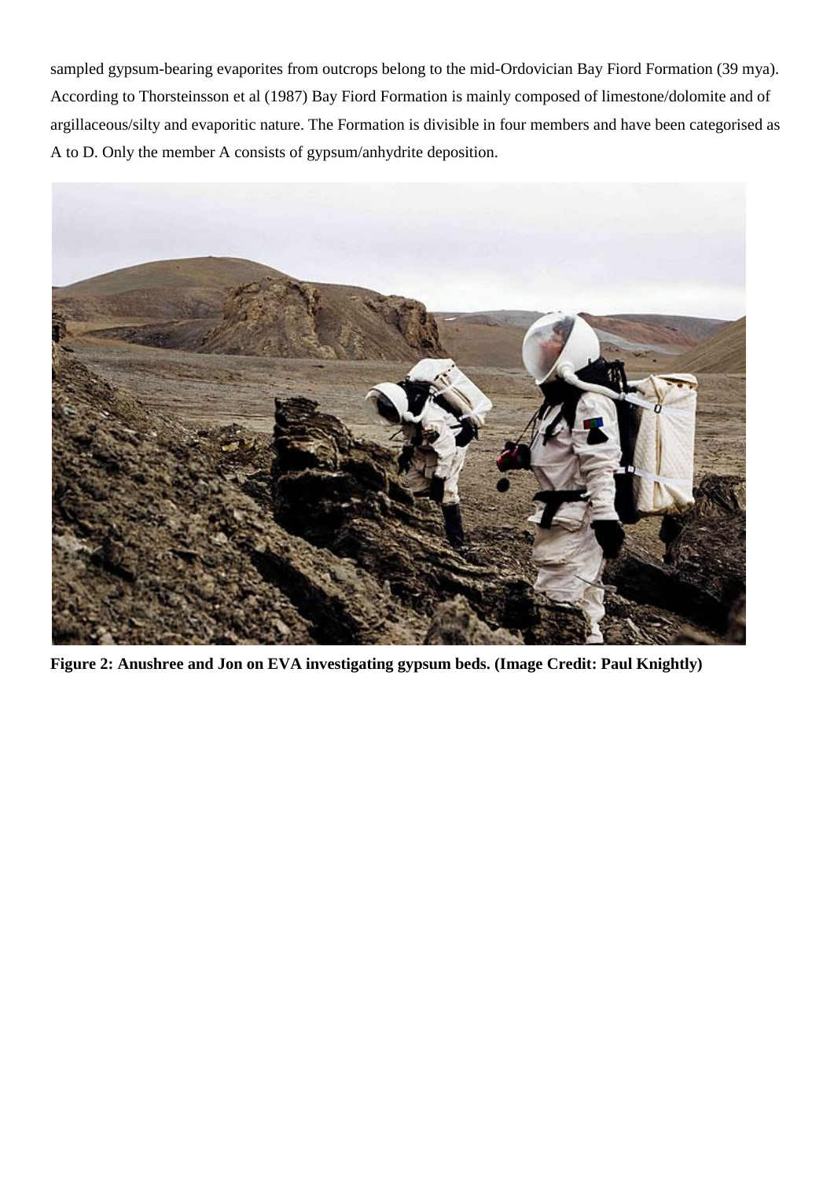sampled gypsum-bearing evaporites from outcrops belong to the mid-Ordovician Bay Fiord Formation (39 mya). According to Thorsteinsson et al (1987) Bay Fiord Formation is mainly composed of limestone/dolomite and of argillaceous/silty and evaporitic nature. The Formation is divisible in four members and have been categorised as A to D. Only the member A consists of gypsum/anhydrite deposition.

**Figure 2: Anushree and Jon on EVA investigating gypsum beds. (Image Credit: Paul Knightly)**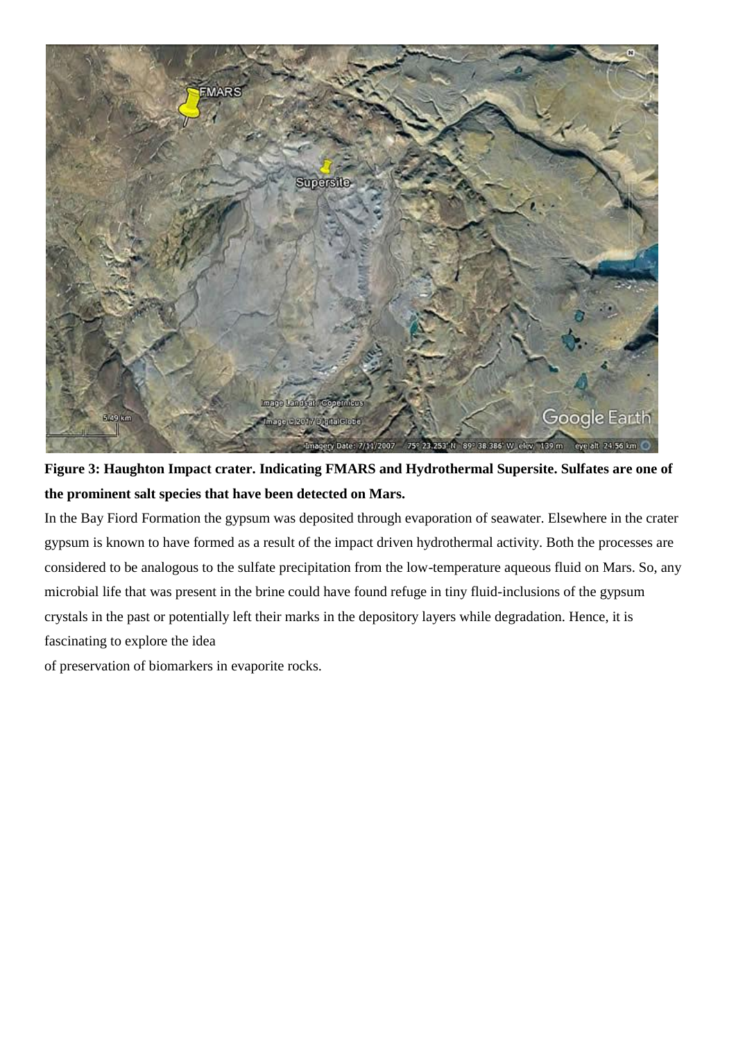**Figure 3: Haughton Impact crater. Indicating FMARS and Hydrothermal Supersite. Sulfates are one of the prominent salt species that have been detected on Mars.**

In the Bay Fiord Formation the gypsum was deposited through evaporation of seawater. Elsewhere in the crater gypsum is known to have formed as a result of the impact driven hydrothermal activity. Both the processes are considered to be analogous to the sulfate precipitation from the low-temperature aqueous fluid on Mars. So, any microbial life that was present in the brine could have found refuge in tiny fluid-inclusions of the gypsum crystals in the past or potentially left their marks in the depository layers while degradation. Hence, it is fascinating to explore the idea of preservation of biomarkers in evaporite rocks.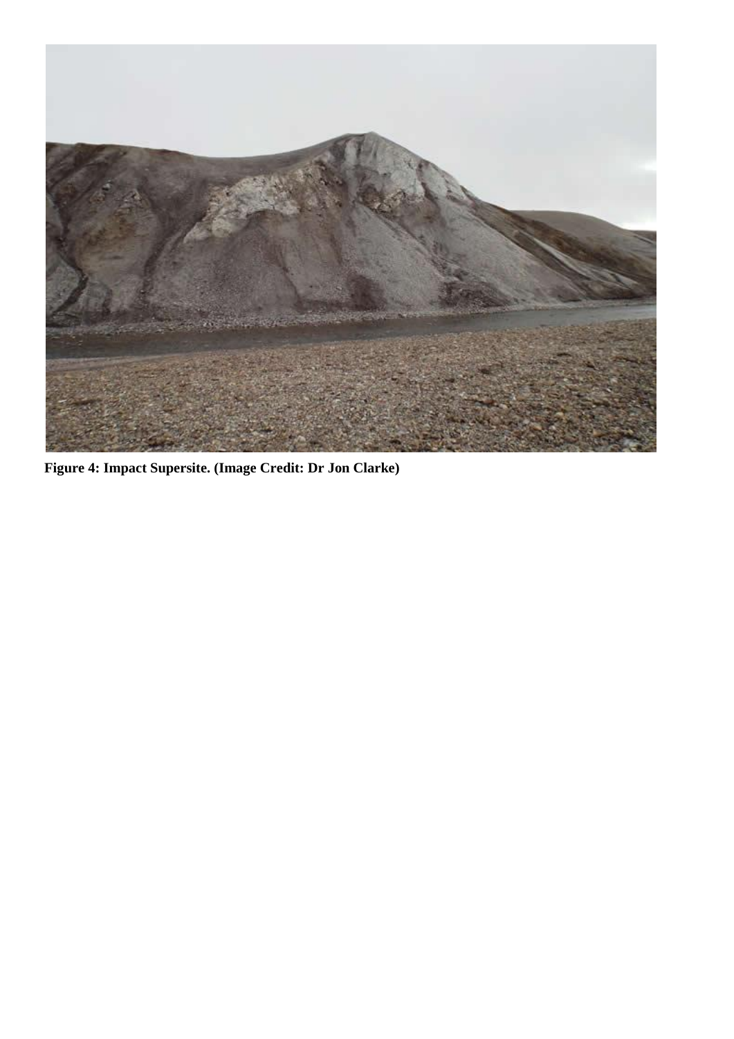**Figure 4: Impact Supersite. (Image Credit: Dr Jon Clarke)**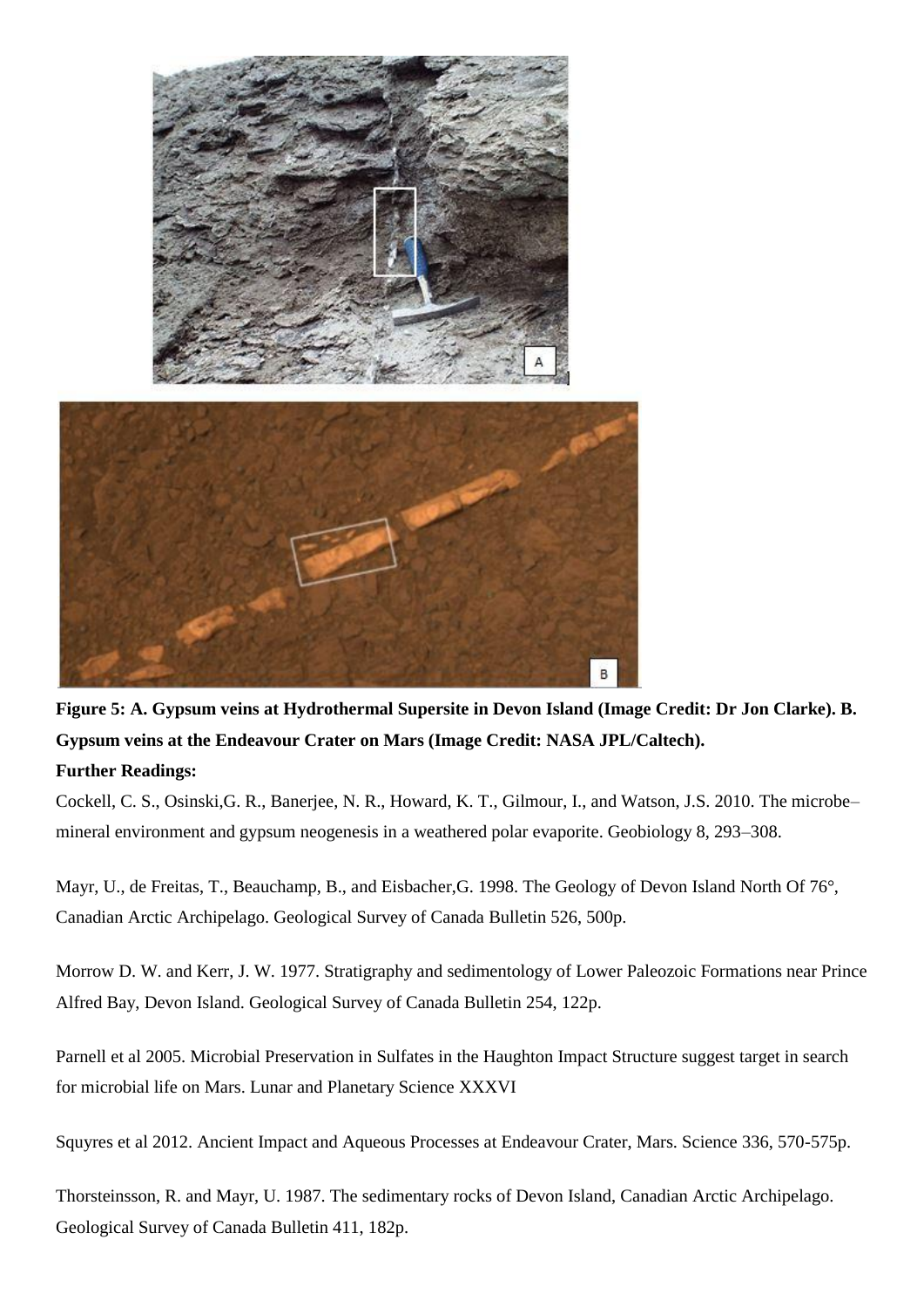**Figure 5: A. Gypsum veins at Hydrothermal Supersite in Devon Island (Image Credit: Dr Jon Clarke). B. Gypsum veins at the Endeavour Crater on Mars (Image Credit: NASA JPL/Caltech).**

**Further Readings:**

Cockell, C. S., Osinski,G. R., Banerjee, N. R., Howard, K. T., Gilmour, I., and Watson, J.S. 2010. The microbe–mineral environment and gypsum neogenesis in a weathered polar evaporite. Geobiology 8, 293–308.

Mayr, U., de Freitas, T., Beauchamp, B., and Eisbacher,G. 1998. The Geology of Devon Island North Of 76°, Canadian Arctic Archipelago. Geological Survey of Canada Bulletin 526, 500p.

Morrow D. W. and Kerr, J. W. 1977. Stratigraphy and sedimentology of Lower Paleozoic Formations near Prince Alfred Bay, Devon Island. Geological Survey of Canada Bulletin 254, 122p.

Parnell et al 2005. Microbial Preservation in Sulfates in the Haughton Impact Structure suggest target in search for microbial life on Mars. Lunar and Planetary Science XXXVI

Squyres et al 2012. Ancient Impact and Aqueous Processes at Endeavour Crater, Mars. Science 336, 570-575p.

Thorsteinsson, R. and Mayr, U. 1987. The sedimentary rocks of Devon Island, Canadian Arctic Archipelago. Geological Survey of Canada Bulletin 411, 182p.